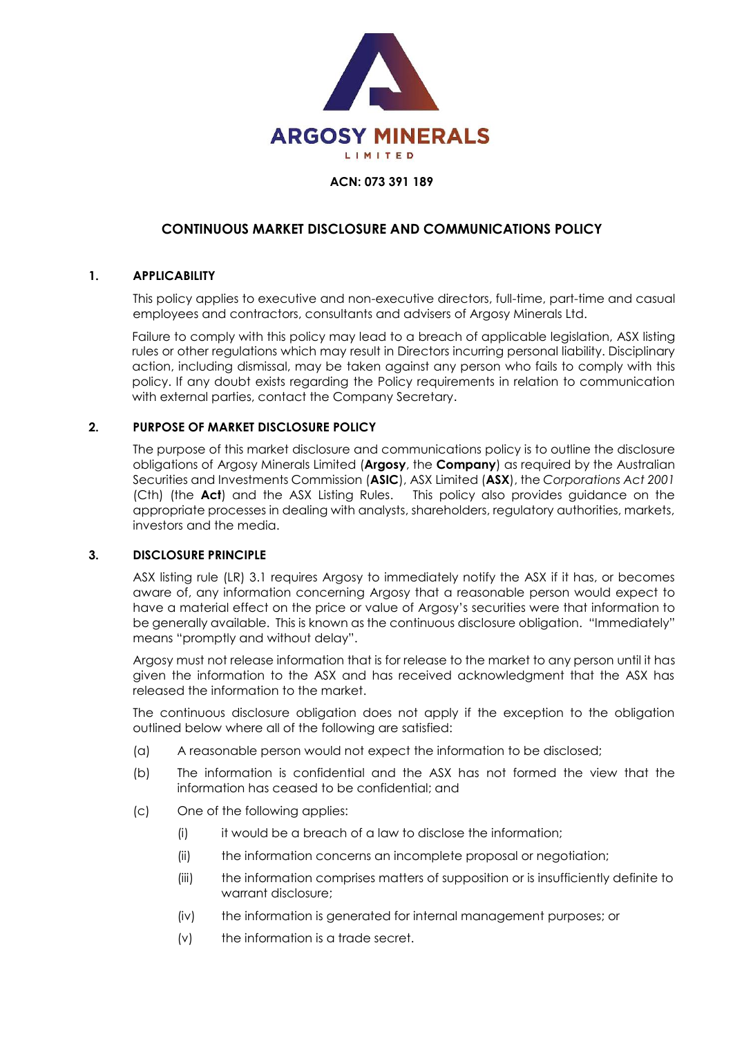ARGOSY MINERALS
LIMITED

**ACN: 073 391 189**

# CONTINUOUS MARKET DISCLOSURE AND COMMUNICATIONS POLICY

## 1. APPLICABILITY

This policy applies to executive and non-executive directors, full-time, part-time and casual employees and contractors, consultants and advisers of Argosy Minerals Ltd.

Failure to comply with this policy may lead to a breach of applicable legislation, ASX listing rules or other regulations which may result in Directors incurring personal liability. Disciplinary action, including dismissal, may be taken against any person who fails to comply with this policy. If any doubt exists regarding the Policy requirements in relation to communication with external parties, contact the Company Secretary.

## 2. PURPOSE OF MARKET DISCLOSURE POLICY

The purpose of this market disclosure and communications policy is to outline the disclosure obligations of Argosy Minerals Limited (**Argosy**, the **Company**) as required by the Australian Securities and Investments Commission (**ASIC**), ASX Limited (**ASX**), the *Corporations Act 2001* (Cth) (the **Act**) and the ASX Listing Rules. This policy also provides guidance on the appropriate processes in dealing with analysts, shareholders, regulatory authorities, markets, investors and the media.

## 3. DISCLOSURE PRINCIPLE

ASX listing rule (LR) 3.1 requires Argosy to immediately notify the ASX if it has, or becomes aware of, any information concerning Argosy that a reasonable person would expect to have a material effect on the price or value of Argosy's securities were that information to be generally available. This is known as the continuous disclosure obligation. "Immediately" means "promptly and without delay".

Argosy must not release information that is for release to the market to any person until it has given the information to the ASX and has received acknowledgment that the ASX has released the information to the market.

The continuous disclosure obligation does not apply if the exception to the obligation outlined below where all of the following are satisfied:

(a) A reasonable person would not expect the information to be disclosed;

(b) The information is confidential and the ASX has not formed the view that the information has ceased to be confidential; and

(c) One of the following applies:

  (i) it would be a breach of a law to disclose the information;

  (ii) the information concerns an incomplete proposal or negotiation;

  (iii) the information comprises matters of supposition or is insufficiently definite to warrant disclosure;

  (iv) the information is generated for internal management purposes; or

  (v) the information is a trade secret.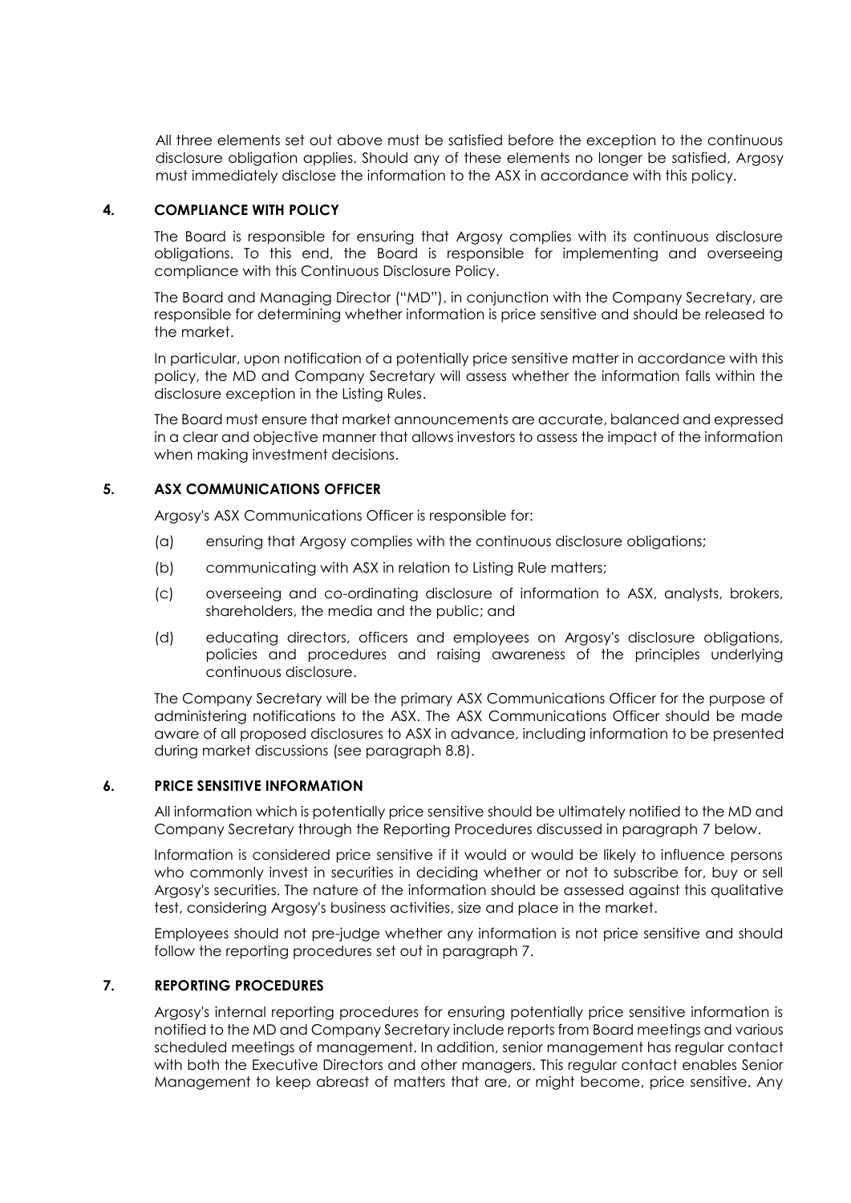All three elements set out above must be satisfied before the exception to the continuous disclosure obligation applies. Should any of these elements no longer be satisfied, Argosy must immediately disclose the information to the ASX in accordance with this policy.

## 4. COMPLIANCE WITH POLICY

The Board is responsible for ensuring that Argosy complies with its continuous disclosure obligations. To this end, the Board is responsible for implementing and overseeing compliance with this Continuous Disclosure Policy.

The Board and Managing Director ("MD"), in conjunction with the Company Secretary, are responsible for determining whether information is price sensitive and should be released to the market.

In particular, upon notification of a potentially price sensitive matter in accordance with this policy, the MD and Company Secretary will assess whether the information falls within the disclosure exception in the Listing Rules.

The Board must ensure that market announcements are accurate, balanced and expressed in a clear and objective manner that allows investors to assess the impact of the information when making investment decisions.

## 5. ASX COMMUNICATIONS OFFICER

Argosy's ASX Communications Officer is responsible for:

(a) ensuring that Argosy complies with the continuous disclosure obligations;

(b) communicating with ASX in relation to Listing Rule matters;

(c) overseeing and co-ordinating disclosure of information to ASX, analysts, brokers, shareholders, the media and the public; and

(d) educating directors, officers and employees on Argosy's disclosure obligations, policies and procedures and raising awareness of the principles underlying continuous disclosure.

The Company Secretary will be the primary ASX Communications Officer for the purpose of administering notifications to the ASX. The ASX Communications Officer should be made aware of all proposed disclosures to ASX in advance, including information to be presented during market discussions (see paragraph 8.8).

## 6. PRICE SENSITIVE INFORMATION

All information which is potentially price sensitive should be ultimately notified to the MD and Company Secretary through the Reporting Procedures discussed in paragraph 7 below.

Information is considered price sensitive if it would or would be likely to influence persons who commonly invest in securities in deciding whether or not to subscribe for, buy or sell Argosy's securities. The nature of the information should be assessed against this qualitative test, considering Argosy's business activities, size and place in the market.

Employees should not pre-judge whether any information is not price sensitive and should follow the reporting procedures set out in paragraph 7.

## 7. REPORTING PROCEDURES

Argosy's internal reporting procedures for ensuring potentially price sensitive information is notified to the MD and Company Secretary include reports from Board meetings and various scheduled meetings of management. In addition, senior management has regular contact with both the Executive Directors and other managers. This regular contact enables Senior Management to keep abreast of matters that are, or might become, price sensitive. Any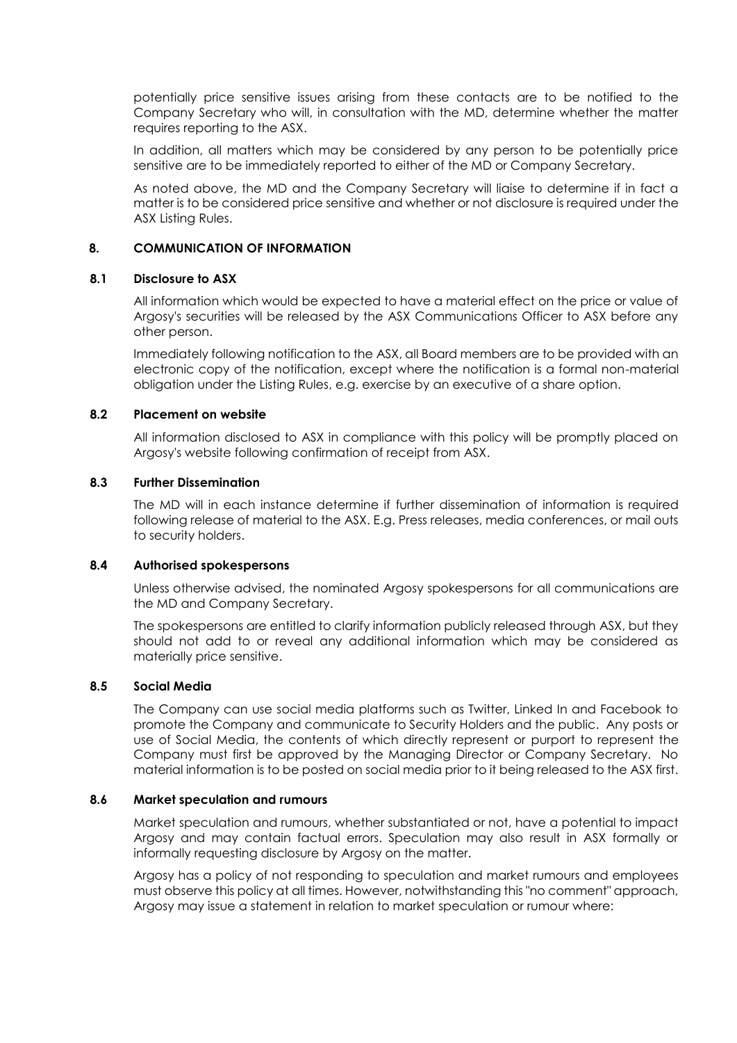potentially price sensitive issues arising from these contacts are to be notified to the Company Secretary who will, in consultation with the MD, determine whether the matter requires reporting to the ASX.

In addition, all matters which may be considered by any person to be potentially price sensitive are to be immediately reported to either of the MD or Company Secretary.

As noted above, the MD and the Company Secretary will liaise to determine if in fact a matter is to be considered price sensitive and whether or not disclosure is required under the ASX Listing Rules.

## 8. COMMUNICATION OF INFORMATION

### 8.1 Disclosure to ASX

All information which would be expected to have a material effect on the price or value of Argosy's securities will be released by the ASX Communications Officer to ASX before any other person.

Immediately following notification to the ASX, all Board members are to be provided with an electronic copy of the notification, except where the notification is a formal non-material obligation under the Listing Rules, e.g. exercise by an executive of a share option.

### 8.2 Placement on website

All information disclosed to ASX in compliance with this policy will be promptly placed on Argosy's website following confirmation of receipt from ASX.

### 8.3 Further Dissemination

The MD will in each instance determine if further dissemination of information is required following release of material to the ASX. E.g. Press releases, media conferences, or mail outs to security holders.

### 8.4 Authorised spokespersons

Unless otherwise advised, the nominated Argosy spokespersons for all communications are the MD and Company Secretary.

The spokespersons are entitled to clarify information publicly released through ASX, but they should not add to or reveal any additional information which may be considered as materially price sensitive.

### 8.5 Social Media

The Company can use social media platforms such as Twitter, Linked In and Facebook to promote the Company and communicate to Security Holders and the public. Any posts or use of Social Media, the contents of which directly represent or purport to represent the Company must first be approved by the Managing Director or Company Secretary. No material information is to be posted on social media prior to it being released to the ASX first.

### 8.6 Market speculation and rumours

Market speculation and rumours, whether substantiated or not, have a potential to impact Argosy and may contain factual errors. Speculation may also result in ASX formally or informally requesting disclosure by Argosy on the matter.

Argosy has a policy of not responding to speculation and market rumours and employees must observe this policy at all times. However, notwithstanding this "no comment" approach, Argosy may issue a statement in relation to market speculation or rumour where: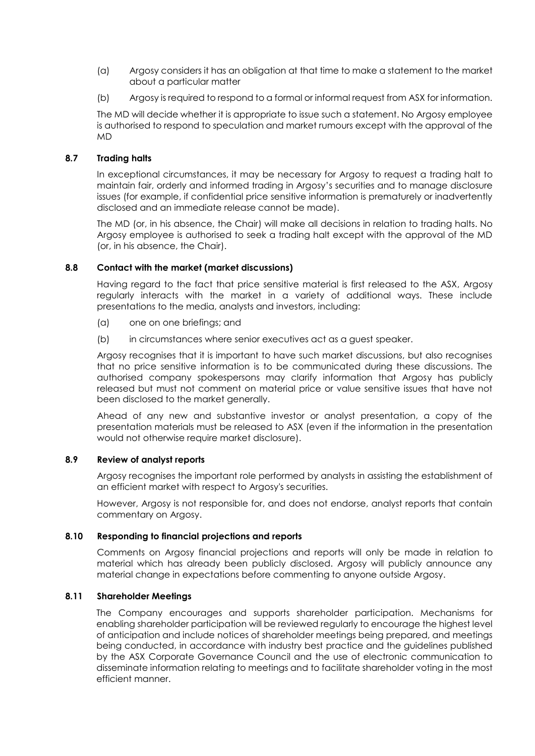(a) Argosy considers it has an obligation at that time to make a statement to the market about a particular matter

(b) Argosy is required to respond to a formal or informal request from ASX for information.

The MD will decide whether it is appropriate to issue such a statement. No Argosy employee is authorised to respond to speculation and market rumours except with the approval of the MD

### 8.7 Trading halts

In exceptional circumstances, it may be necessary for Argosy to request a trading halt to maintain fair, orderly and informed trading in Argosy's securities and to manage disclosure issues (for example, if confidential price sensitive information is prematurely or inadvertently disclosed and an immediate release cannot be made).

The MD (or, in his absence, the Chair) will make all decisions in relation to trading halts. No Argosy employee is authorised to seek a trading halt except with the approval of the MD (or, in his absence, the Chair).

### 8.8 Contact with the market (market discussions)

Having regard to the fact that price sensitive material is first released to the ASX, Argosy regularly interacts with the market in a variety of additional ways. These include presentations to the media, analysts and investors, including:

(a) one on one briefings; and

(b) in circumstances where senior executives act as a guest speaker.

Argosy recognises that it is important to have such market discussions, but also recognises that no price sensitive information is to be communicated during these discussions. The authorised company spokespersons may clarify information that Argosy has publicly released but must not comment on material price or value sensitive issues that have not been disclosed to the market generally.

Ahead of any new and substantive investor or analyst presentation, a copy of the presentation materials must be released to ASX (even if the information in the presentation would not otherwise require market disclosure).

### 8.9 Review of analyst reports

Argosy recognises the important role performed by analysts in assisting the establishment of an efficient market with respect to Argosy's securities.

However, Argosy is not responsible for, and does not endorse, analyst reports that contain commentary on Argosy.

### 8.10 Responding to financial projections and reports

Comments on Argosy financial projections and reports will only be made in relation to material which has already been publicly disclosed. Argosy will publicly announce any material change in expectations before commenting to anyone outside Argosy.

### 8.11 Shareholder Meetings

The Company encourages and supports shareholder participation. Mechanisms for enabling shareholder participation will be reviewed regularly to encourage the highest level of anticipation and include notices of shareholder meetings being prepared, and meetings being conducted, in accordance with industry best practice and the guidelines published by the ASX Corporate Governance Council and the use of electronic communication to disseminate information relating to meetings and to facilitate shareholder voting in the most efficient manner.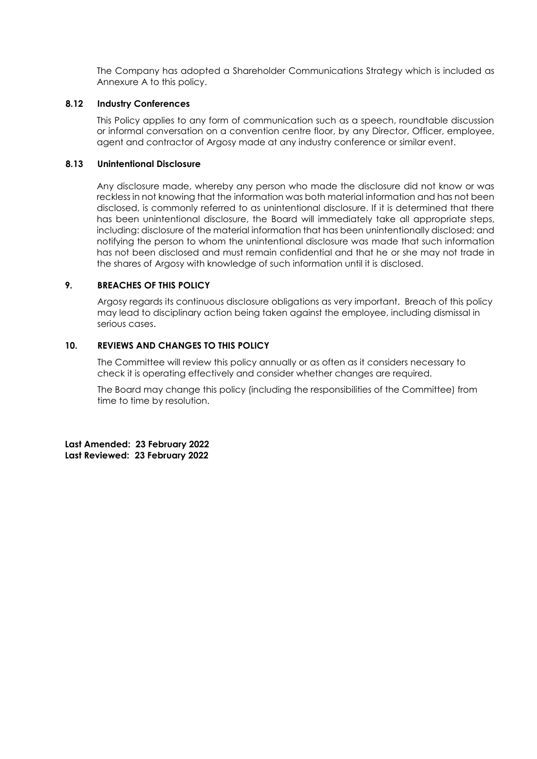The Company has adopted a Shareholder Communications Strategy which is included as Annexure A to this policy.

### 8.12 Industry Conferences

This Policy applies to any form of communication such as a speech, roundtable discussion or informal conversation on a convention centre floor, by any Director, Officer, employee, agent and contractor of Argosy made at any industry conference or similar event.

### 8.13 Unintentional Disclosure

Any disclosure made, whereby any person who made the disclosure did not know or was reckless in not knowing that the information was both material information and has not been disclosed, is commonly referred to as unintentional disclosure. If it is determined that there has been unintentional disclosure, the Board will immediately take all appropriate steps, including: disclosure of the material information that has been unintentionally disclosed; and notifying the person to whom the unintentional disclosure was made that such information has not been disclosed and must remain confidential and that he or she may not trade in the shares of Argosy with knowledge of such information until it is disclosed.

## 9. BREACHES OF THIS POLICY

Argosy regards its continuous disclosure obligations as very important. Breach of this policy may lead to disciplinary action being taken against the employee, including dismissal in serious cases.

## 10. REVIEWS AND CHANGES TO THIS POLICY

The Committee will review this policy annually or as often as it considers necessary to check it is operating effectively and consider whether changes are required.

The Board may change this policy (including the responsibilities of the Committee) from time to time by resolution.

**Last Amended: 23 February 2022**
**Last Reviewed: 23 February 2022**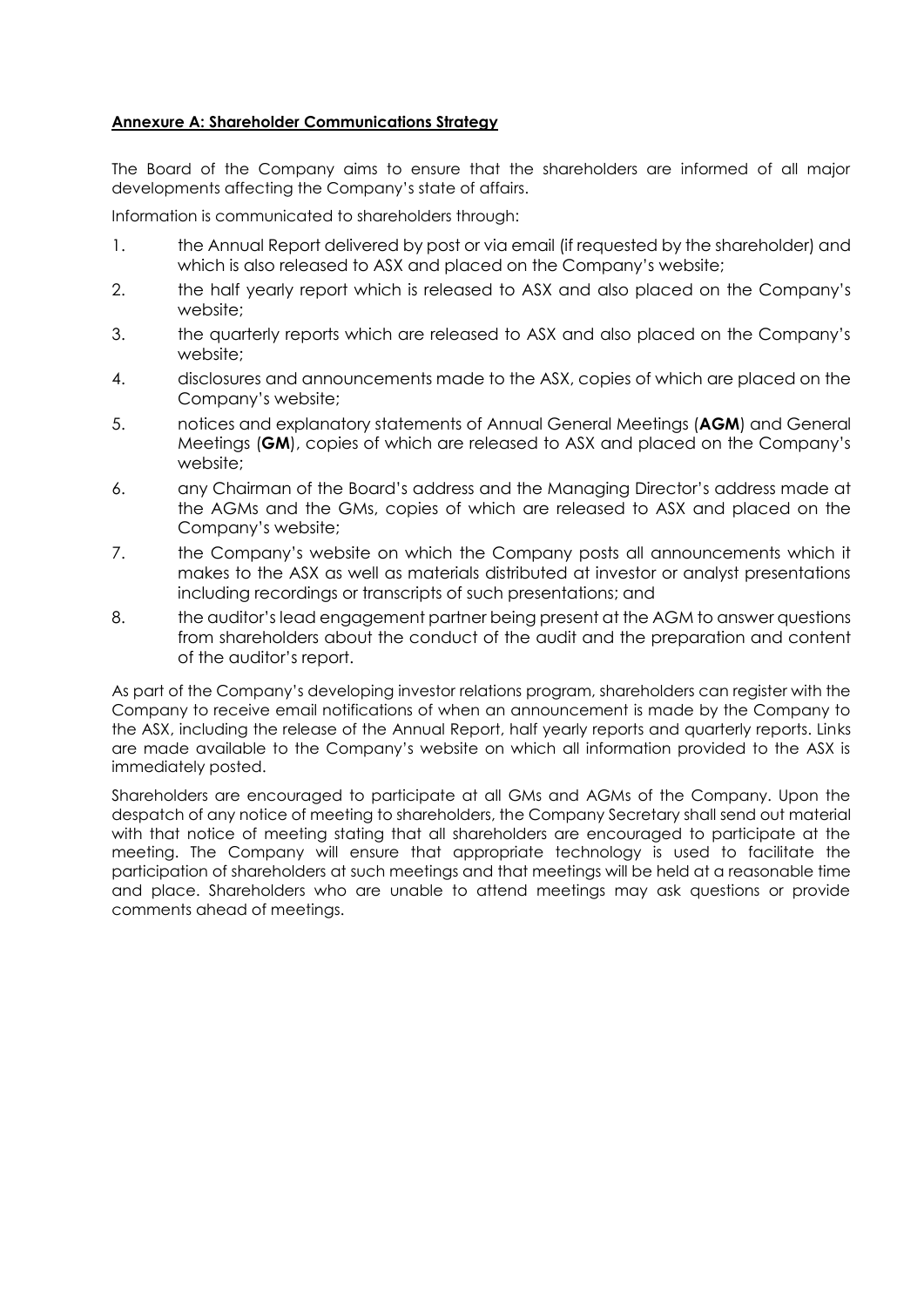**Annexure A: Shareholder Communications Strategy**

The Board of the Company aims to ensure that the shareholders are informed of all major developments affecting the Company's state of affairs.

Information is communicated to shareholders through:

1. the Annual Report delivered by post or via email (if requested by the shareholder) and which is also released to ASX and placed on the Company's website;
2. the half yearly report which is released to ASX and also placed on the Company's website;
3. the quarterly reports which are released to ASX and also placed on the Company's website;
4. disclosures and announcements made to the ASX, copies of which are placed on the Company's website;
5. notices and explanatory statements of Annual General Meetings (**AGM**) and General Meetings (**GM**), copies of which are released to ASX and placed on the Company's website;
6. any Chairman of the Board's address and the Managing Director's address made at the AGMs and the GMs, copies of which are released to ASX and placed on the Company's website;
7. the Company's website on which the Company posts all announcements which it makes to the ASX as well as materials distributed at investor or analyst presentations including recordings or transcripts of such presentations; and
8. the auditor's lead engagement partner being present at the AGM to answer questions from shareholders about the conduct of the audit and the preparation and content of the auditor's report.

As part of the Company's developing investor relations program, shareholders can register with the Company to receive email notifications of when an announcement is made by the Company to the ASX, including the release of the Annual Report, half yearly reports and quarterly reports. Links are made available to the Company's website on which all information provided to the ASX is immediately posted.

Shareholders are encouraged to participate at all GMs and AGMs of the Company. Upon the despatch of any notice of meeting to shareholders, the Company Secretary shall send out material with that notice of meeting stating that all shareholders are encouraged to participate at the meeting. The Company will ensure that appropriate technology is used to facilitate the participation of shareholders at such meetings and that meetings will be held at a reasonable time and place. Shareholders who are unable to attend meetings may ask questions or provide comments ahead of meetings.